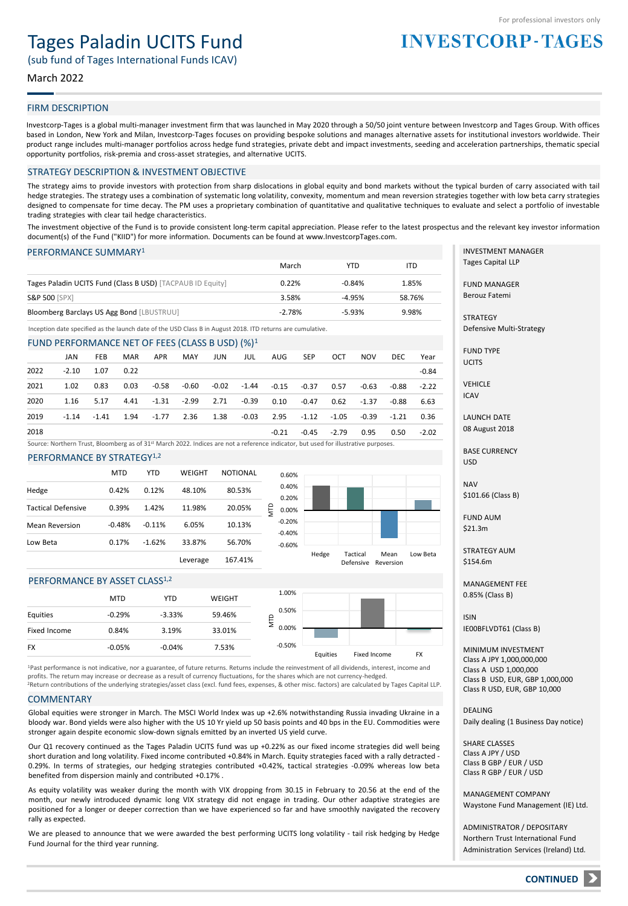For professional investors only

# Tages Paladin UCITS Fund

(sub fund of Tages International Funds ICAV)

March 2022

**INVESTCORP-TAGES**

## FIRM DESCRIPTION

Investcorp-Tages is a global multi-manager investment firm that was launched in May 2020 through a 50/50 joint venture between Investcorp and Tages Group. With offices based in London, New York and Milan, Investcorp-Tages focuses on providing bespoke solutions and manages alternative assets for institutional investors worldwide. Their product range includes multi-manager portfolios across hedge fund strategies, private debt and impact investments, seeding and acceleration partnerships, thematic special opportunity portfolios, risk-premia and cross-asset strategies, and alternative UCITS.

## STRATEGY DESCRIPTION & INVESTMENT OBJECTIVE

The strategy aims to provide investors with protection from sharp dislocations in global equity and bond markets without the typical burden of carry associated with tail hedge strategies. The strategy uses a combination of systematic long volatility, convexity, momentum and mean reversion strategies together with low beta carry strategies designed to compensate for time decay. The PM uses a proprietary combination of quantitative and qualitative techniques to evaluate and select a portfolio of investable trading strategies with clear tail hedge characteristics.

The investment objective of the Fund is to provide consistent long-term capital appreciation. Please refer to the latest prospectus and the relevant key investor information document(s) of the Fund ("KIID") for more information. Documents can be found at www.InvestcorpTages.com.

## PERFORMANCE SUMMARY[1]

| | March | YTD | ITD |
|---|---|---|---|
| Tages Paladin UCITS Fund (Class B USD) [TACPAUB ID Equity] | 0.22% | -0.84% | 1.85% |
| S&P 500 [SPX] | 3.58% | -4.95% | 58.76% |
| Bloomberg Barclays US Agg Bond [LBUSTRUU] | -2.78% | -5.93% | 9.98% |

Inception date specified as the launch date of the USD Class B in August 2018. ITD returns are cumulative.

## FUND PERFORMANCE NET OF FEES (CLASS B USD) (%)[1]

| | JAN | FEB | MAR | APR | MAY | JUN | JUL | AUG | SEP | OCT | NOV | DEC | Year |
|---|---|---|---|---|---|---|---|---|---|---|---|---|---|
| 2022 | -2.10 | 1.07 | 0.22 | | | | | | | | | | -0.84 |
| 2021 | 1.02 | 0.83 | 0.03 | -0.58 | -0.60 | -0.02 | -1.44 | -0.15 | -0.37 | 0.57 | -0.63 | -0.88 | -2.22 |
| 2020 | 1.16 | 5.17 | 4.41 | -1.31 | -2.99 | 2.71 | -0.39 | 0.10 | -0.47 | 0.62 | -1.37 | -0.88 | 6.63 |
| 2019 | -1.14 | -1.41 | 1.94 | -1.77 | 2.36 | 1.38 | -0.03 | 2.95 | -1.12 | -1.05 | -0.39 | -1.21 | 0.36 |
| 2018 | | | | | | | | -0.21 | -0.45 | -2.79 | 0.95 | 0.50 | -2.02 |

Source: Northern Trust, Bloomberg as of 31st March 2022. Indices are not a reference indicator, but used for illustrative purposes.

## PERFORMANCE BY STRATEGY[1,2]

| | MTD | YTD | WEIGHT | NOTIONAL |
|---|---|---|---|---|
| Hedge | 0.42% | 0.12% | 48.10% | 80.53% |
| Tactical Defensive | 0.39% | 1.42% | 11.98% | 20.05% |
| Mean Reversion | -0.48% | -0.11% | 6.05% | 10.13% |
| Low Beta | 0.17% | -1.62% | 33.87% | 56.70% |
| | | | Leverage | 167.41% |

## PERFORMANCE BY ASSET CLASS[1,2]

| | MTD | YTD | WEIGHT |
|---|---|---|---|
| Equities | -0.29% | -3.33% | 59.46% |
| Fixed Income | 0.84% | 3.19% | 33.01% |
| FX | -0.05% | -0.04% | 7.53% |

[1]Past performance is not indicative, nor a guarantee, of future returns. Returns include the reinvestment of all dividends, interest, income and profits. The return may increase or decrease as a result of currency fluctuations, for the shares which are not currency-hedged.
[2]Return contributions of the underlying strategies/asset class (excl. fund fees, expenses, & other misc. factors) are calculated by Tages Capital LLP.

## COMMENTARY

Global equities were stronger in March. The MSCI World Index was up +2.6% notwithstanding Russia invading Ukraine in a bloody war. Bond yields were also higher with the US 10 Yr yield up 50 basis points and 40 bps in the EU. Commodities were stronger again despite economic slow-down signals emitted by an inverted US yield curve.

Our Q1 recovery continued as the Tages Paladin UCITS fund was up +0.22% as our fixed income strategies did well being short duration and long volatility. Fixed income contributed +0.84% in March. Equity strategies faced with a rally detracted -0.29%. In terms of strategies, our hedging strategies contributed +0.42%, tactical strategies -0.09% whereas low beta benefited from dispersion mainly and contributed +0.17% .

As equity volatility was weaker during the month with VIX dropping from 30.15 in February to 20.56 at the end of the month, our newly introduced dynamic long VIX strategy did not engage in trading. Our other adaptive strategies are positioned for a longer or deeper correction than we have experienced so far and have smoothly navigated the recovery rally as expected.

We are pleased to announce that we were awarded the best performing UCITS long volatility - tail risk hedging by Hedge Fund Journal for the third year running.

**INVESTMENT MANAGER**
Tages Capital LLP

**FUND MANAGER**
Berouz Fatemi

**STRATEGY**
Defensive Multi-Strategy

**FUND TYPE**
UCITS

**VEHICLE**
ICAV

**LAUNCH DATE**
08 August 2018

**BASE CURRENCY**
USD

**NAV**
$101.66 (Class B)

**FUND AUM**
$21.3m

**STRATEGY AUM**
$154.6m

**MANAGEMENT FEE**
0.85% (Class B)

**ISIN**
IE00BFLVDT61 (Class B)

**MINIMUM INVESTMENT**
Class A JPY 1,000,000,000
Class A USD 1,000,000
Class B USD, EUR, GBP 1,000,000
Class R USD, EUR, GBP 10,000

**DEALING**
Daily dealing (1 Business Day notice)

**SHARE CLASSES**
Class A JPY / USD
Class B GBP / EUR / USD
Class R GBP / EUR / USD

**MANAGEMENT COMPANY**
Waystone Fund Management (IE) Ltd.

**ADMINISTRATOR / DEPOSITARY**
Northern Trust International Fund Administration Services (Ireland) Ltd.

CONTINUED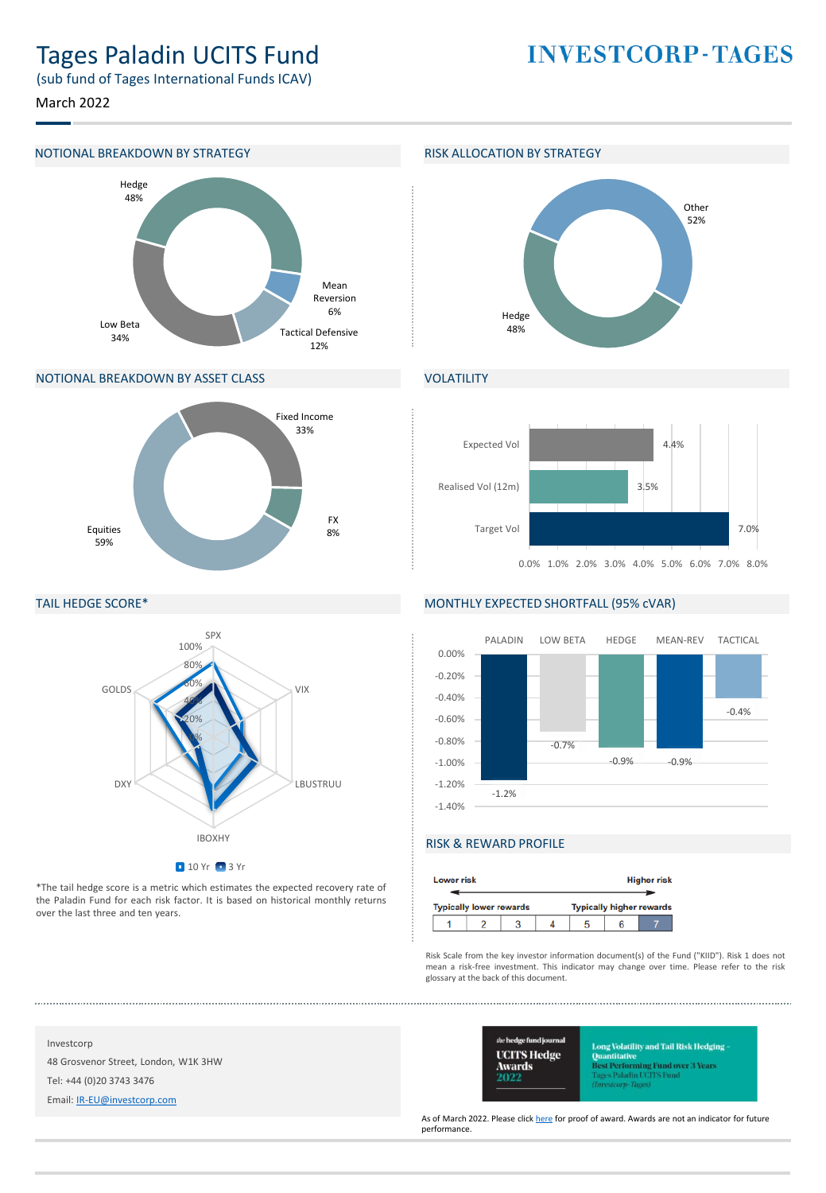# Tages Paladin UCITS Fund

(sub fund of Tages International Funds ICAV)

March 2022

## NOTIONAL BREAKDOWN BY STRATEGY

| Strategy | % |
|---|---|
| Hedge | 48% |
| Mean Reversion | 6% |
| Tactical Defensive | 12% |
| Low Beta | 34% |

## RISK ALLOCATION BY STRATEGY

| Strategy | % |
|---|---|
| Other | 52% |
| Hedge | 48% |

## NOTIONAL BREAKDOWN BY ASSET CLASS

| Asset Class | % |
|---|---|
| Fixed Income | 33% |
| FX | 8% |
| Equities | 59% |

## VOLATILITY

| | % |
|---|---|
| Expected Vol | 4.4% |
| Realised Vol (12m) | 3.5% |
| Target Vol | 7.0% |

## TAIL HEDGE SCORE*

Risk factors: SPX, VIX, LBUSTRUU, IBOXHY, DXY, GOLDS (10 Yr, 3 Yr)

*The tail hedge score is a metric which estimates the expected recovery rate of the Paladin Fund for each risk factor. It is based on historical monthly returns over the last three and ten years.

## MONTHLY EXPECTED SHORTFALL (95% cVAR)

| PALADIN | LOW BETA | HEDGE | MEAN-REV | TACTICAL |
|---|---|---|---|---|
| -1.2% | -0.7% | -0.9% | -0.9% | -0.4% |

## RISK & REWARD PROFILE

Lower risk — Higher risk

Typically lower rewards — Typically higher rewards

| 1 | 2 | 3 | 4 | 5 | 6 | **7** |
|---|---|---|---|---|---|---|

Risk Scale from the key investor information document(s) of the Fund ("KIID"). Risk 1 does not mean a risk-free investment. This indicator may change over time. Please refer to the risk glossary at the back of this document.

Investcorp

48 Grosvenor Street, London, W1K 3HW

Tel: +44 (0)20 3743 3476

Email: IR-EU@investcorp.com

the hedge fund journal UCITS Hedge Awards 2022 — Long Volatility and Tail Risk Hedging – Quantitative — Best Performing Fund over 3 Years — Tages Paladin UCITS Fund (Investcorp-Tages)

As of March 2022. Please click here for proof of award. Awards are not an indicator for future performance.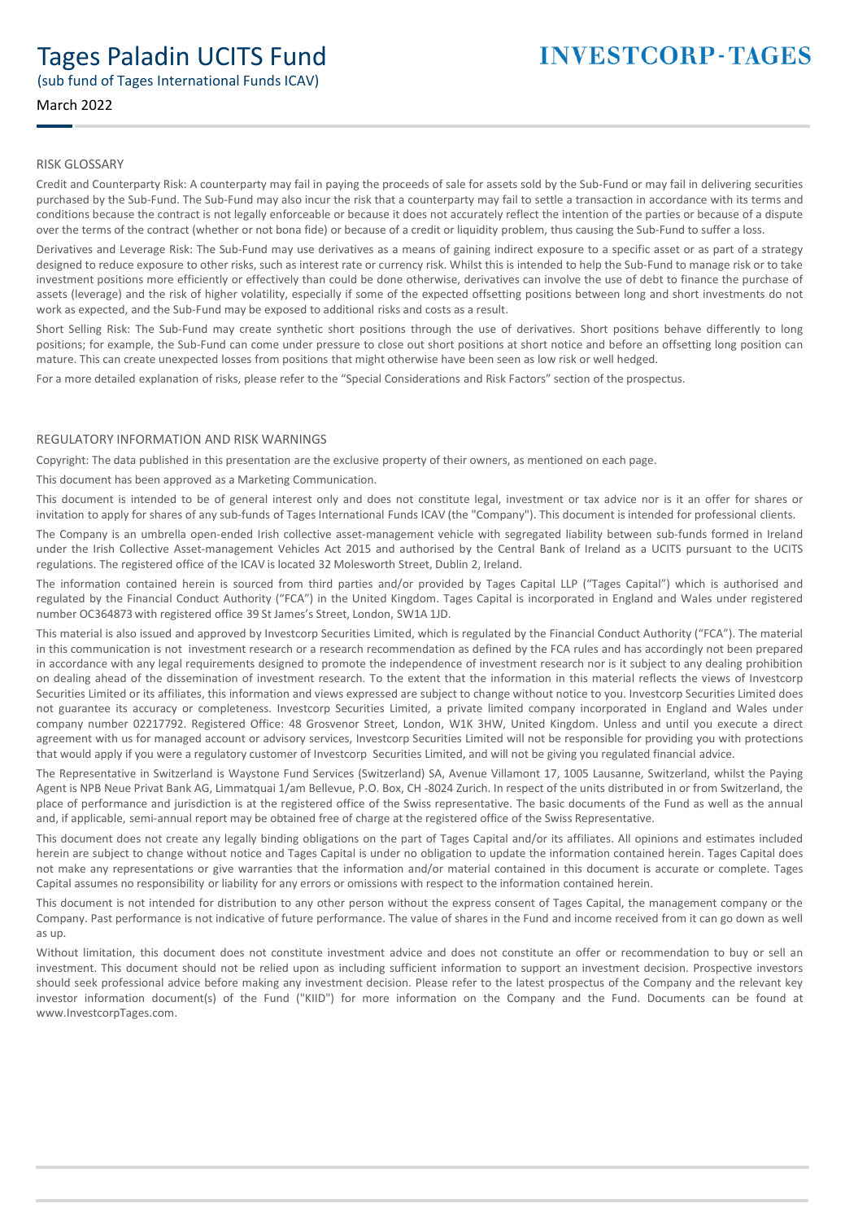## RISK GLOSSARY

Credit and Counterparty Risk: A counterparty may fail in paying the proceeds of sale for assets sold by the Sub-Fund or may fail in delivering securities purchased by the Sub-Fund. The Sub-Fund may also incur the risk that a counterparty may fail to settle a transaction in accordance with its terms and conditions because the contract is not legally enforceable or because it does not accurately reflect the intention of the parties or because of a dispute over the terms of the contract (whether or not bona fide) or because of a credit or liquidity problem, thus causing the Sub-Fund to suffer a loss.

Derivatives and Leverage Risk: The Sub-Fund may use derivatives as a means of gaining indirect exposure to a specific asset or as part of a strategy designed to reduce exposure to other risks, such as interest rate or currency risk. Whilst this is intended to help the Sub-Fund to manage risk or to take investment positions more efficiently or effectively than could be done otherwise, derivatives can involve the use of debt to finance the purchase of assets (leverage) and the risk of higher volatility, especially if some of the expected offsetting positions between long and short investments do not work as expected, and the Sub-Fund may be exposed to additional risks and costs as a result.

Short Selling Risk: The Sub-Fund may create synthetic short positions through the use of derivatives. Short positions behave differently to long positions; for example, the Sub-Fund can come under pressure to close out short positions at short notice and before an offsetting long position can mature. This can create unexpected losses from positions that might otherwise have been seen as low risk or well hedged.

For a more detailed explanation of risks, please refer to the "Special Considerations and Risk Factors" section of the prospectus.

## REGULATORY INFORMATION AND RISK WARNINGS

Copyright: The data published in this presentation are the exclusive property of their owners, as mentioned on each page.

This document has been approved as a Marketing Communication.

This document is intended to be of general interest only and does not constitute legal, investment or tax advice nor is it an offer for shares or invitation to apply for shares of any sub-funds of Tages International Funds ICAV (the "Company"). This document is intended for professional clients.

The Company is an umbrella open-ended Irish collective asset-management vehicle with segregated liability between sub-funds formed in Ireland under the Irish Collective Asset-management Vehicles Act 2015 and authorised by the Central Bank of Ireland as a UCITS pursuant to the UCITS regulations. The registered office of the ICAV is located 32 Molesworth Street, Dublin 2, Ireland.

The information contained herein is sourced from third parties and/or provided by Tages Capital LLP ("Tages Capital") which is authorised and regulated by the Financial Conduct Authority ("FCA") in the United Kingdom. Tages Capital is incorporated in England and Wales under registered number OC364873 with registered office 39 St James's Street, London, SW1A 1JD.

This material is also issued and approved by Investcorp Securities Limited, which is regulated by the Financial Conduct Authority ("FCA"). The material in this communication is not investment research or a research recommendation as defined by the FCA rules and has accordingly not been prepared in accordance with any legal requirements designed to promote the independence of investment research nor is it subject to any dealing prohibition on dealing ahead of the dissemination of investment research. To the extent that the information in this material reflects the views of Investcorp Securities Limited or its affiliates, this information and views expressed are subject to change without notice to you. Investcorp Securities Limited does not guarantee its accuracy or completeness. Investcorp Securities Limited, a private limited company incorporated in England and Wales under company number 02217792. Registered Office: 48 Grosvenor Street, London, W1K 3HW, United Kingdom. Unless and until you execute a direct agreement with us for managed account or advisory services, Investcorp Securities Limited will not be responsible for providing you with protections that would apply if you were a regulatory customer of Investcorp Securities Limited, and will not be giving you regulated financial advice.

The Representative in Switzerland is Waystone Fund Services (Switzerland) SA, Avenue Villamont 17, 1005 Lausanne, Switzerland, whilst the Paying Agent is NPB Neue Privat Bank AG, Limmatquai 1/am Bellevue, P.O. Box, CH -8024 Zurich. In respect of the units distributed in or from Switzerland, the place of performance and jurisdiction is at the registered office of the Swiss representative. The basic documents of the Fund as well as the annual and, if applicable, semi-annual report may be obtained free of charge at the registered office of the Swiss Representative.

This document does not create any legally binding obligations on the part of Tages Capital and/or its affiliates. All opinions and estimates included herein are subject to change without notice and Tages Capital is under no obligation to update the information contained herein. Tages Capital does not make any representations or give warranties that the information and/or material contained in this document is accurate or complete. Tages Capital assumes no responsibility or liability for any errors or omissions with respect to the information contained herein.

This document is not intended for distribution to any other person without the express consent of Tages Capital, the management company or the Company. Past performance is not indicative of future performance. The value of shares in the Fund and income received from it can go down as well as up.

Without limitation, this document does not constitute investment advice and does not constitute an offer or recommendation to buy or sell an investment. This document should not be relied upon as including sufficient information to support an investment decision. Prospective investors should seek professional advice before making any investment decision. Please refer to the latest prospectus of the Company and the relevant key investor information document(s) of the Fund ("KIID") for more information on the Company and the Fund. Documents can be found at www.InvestcorpTages.com.